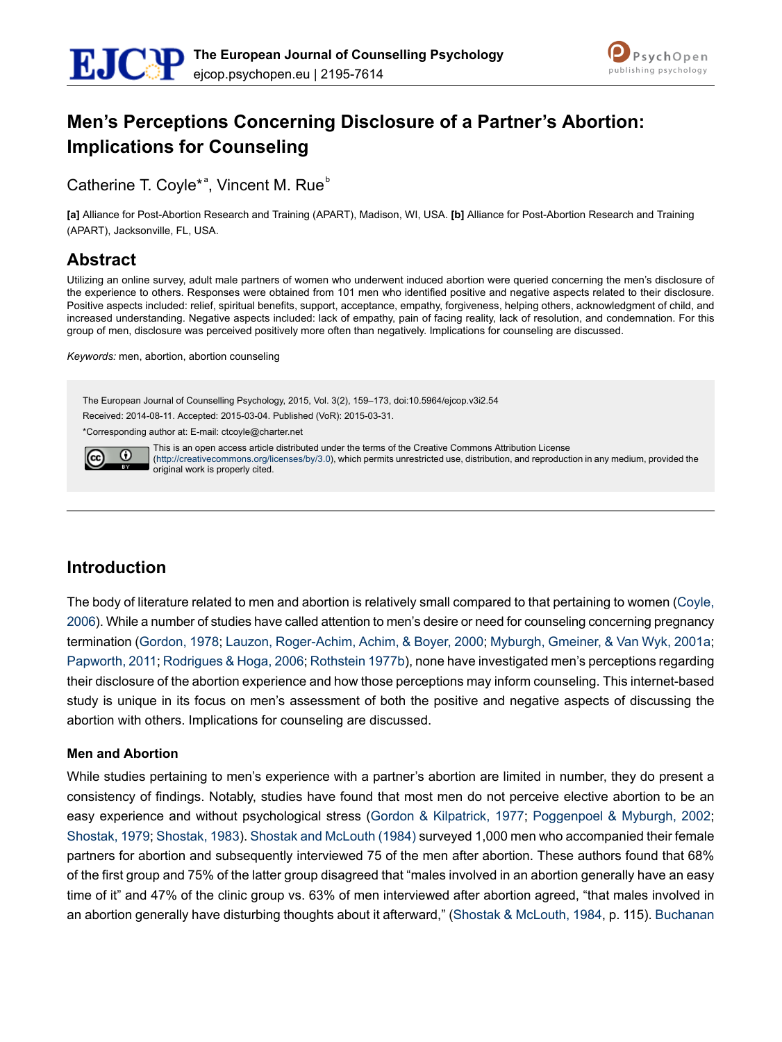# Men's Perceptions Concerning Disclosure of a Partner's Abortion: Implications for Counseling

Catherine T. Coyle*[a], Vincent M. Rue[b]

**[a]** Alliance for Post-Abortion Research and Training (APART), Madison, WI, USA. **[b]** Alliance for Post-Abortion Research and Training (APART), Jacksonville, FL, USA.

## Abstract

Utilizing an online survey, adult male partners of women who underwent induced abortion were queried concerning the men's disclosure of the experience to others. Responses were obtained from 101 men who identified positive and negative aspects related to their disclosure. Positive aspects included: relief, spiritual benefits, support, acceptance, empathy, forgiveness, helping others, acknowledgment of child, and increased understanding. Negative aspects included: lack of empathy, pain of facing reality, lack of resolution, and condemnation. For this group of men, disclosure was perceived positively more often than negatively. Implications for counseling are discussed.

*Keywords:* men, abortion, abortion counseling

The European Journal of Counselling Psychology, 2015, Vol. 3(2), 159–173, doi:10.5964/ejcop.v3i2.54

Received: 2014-08-11. Accepted: 2015-03-04. Published (VoR): 2015-03-31.

*Corresponding author at: E-mail: ctcoyle@charter.net

This is an open access article distributed under the terms of the Creative Commons Attribution License (http://creativecommons.org/licenses/by/3.0), which permits unrestricted use, distribution, and reproduction in any medium, provided the original work is properly cited.

## Introduction

The body of literature related to men and abortion is relatively small compared to that pertaining to women (Coyle, 2006). While a number of studies have called attention to men's desire or need for counseling concerning pregnancy termination (Gordon, 1978; Lauzon, Roger-Achim, Achim, & Boyer, 2000; Myburgh, Gmeiner, & Van Wyk, 2001a; Papworth, 2011; Rodrigues & Hoga, 2006; Rothstein 1977b), none have investigated men's perceptions regarding their disclosure of the abortion experience and how those perceptions may inform counseling. This internet-based study is unique in its focus on men's assessment of both the positive and negative aspects of discussing the abortion with others. Implications for counseling are discussed.

### Men and Abortion

While studies pertaining to men's experience with a partner's abortion are limited in number, they do present a consistency of findings. Notably, studies have found that most men do not perceive elective abortion to be an easy experience and without psychological stress (Gordon & Kilpatrick, 1977; Poggenpoel & Myburgh, 2002; Shostak, 1979; Shostak, 1983). Shostak and McLouth (1984) surveyed 1,000 men who accompanied their female partners for abortion and subsequently interviewed 75 of the men after abortion. These authors found that 68% of the first group and 75% of the latter group disagreed that "males involved in an abortion generally have an easy time of it" and 47% of the clinic group vs. 63% of men interviewed after abortion agreed, "that males involved in an abortion generally have disturbing thoughts about it afterward," (Shostak & McLouth, 1984, p. 115). Buchanan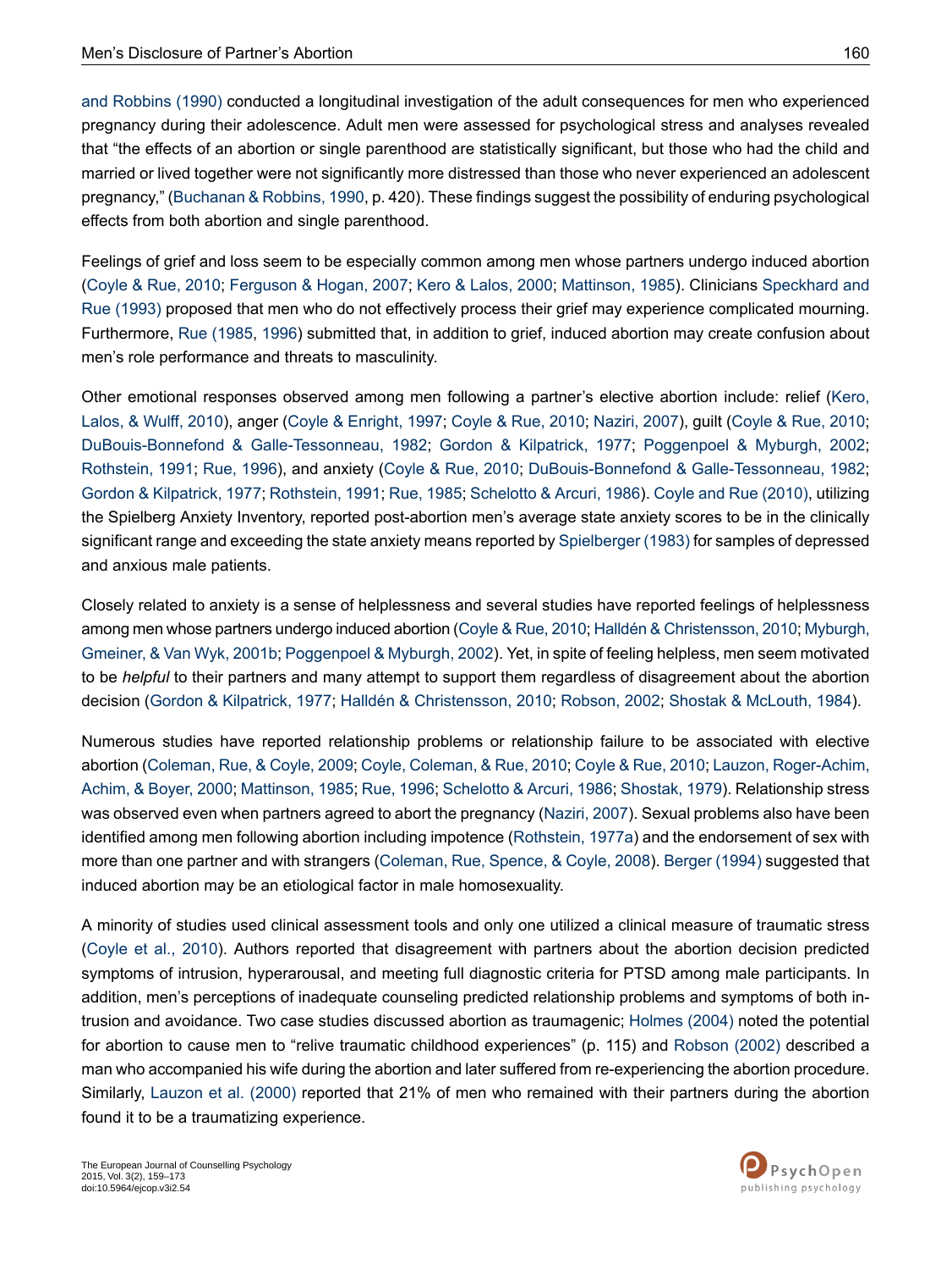and Robbins (1990) conducted a longitudinal investigation of the adult consequences for men who experienced pregnancy during their adolescence. Adult men were assessed for psychological stress and analyses revealed that "the effects of an abortion or single parenthood are statistically significant, but those who had the child and married or lived together were not significantly more distressed than those who never experienced an adolescent pregnancy," (Buchanan & Robbins, 1990, p. 420). These findings suggest the possibility of enduring psychological effects from both abortion and single parenthood.

Feelings of grief and loss seem to be especially common among men whose partners undergo induced abortion (Coyle & Rue, 2010; Ferguson & Hogan, 2007; Kero & Lalos, 2000; Mattinson, 1985). Clinicians Speckhard and Rue (1993) proposed that men who do not effectively process their grief may experience complicated mourning. Furthermore, Rue (1985, 1996) submitted that, in addition to grief, induced abortion may create confusion about men's role performance and threats to masculinity.

Other emotional responses observed among men following a partner's elective abortion include: relief (Kero, Lalos, & Wulff, 2010), anger (Coyle & Enright, 1997; Coyle & Rue, 2010; Naziri, 2007), guilt (Coyle & Rue, 2010; DuBouis-Bonnefond & Galle-Tessonneau, 1982; Gordon & Kilpatrick, 1977; Poggenpoel & Myburgh, 2002; Rothstein, 1991; Rue, 1996), and anxiety (Coyle & Rue, 2010; DuBouis-Bonnefond & Galle-Tessonneau, 1982; Gordon & Kilpatrick, 1977; Rothstein, 1991; Rue, 1985; Schelotto & Arcuri, 1986). Coyle and Rue (2010), utilizing the Spielberg Anxiety Inventory, reported post-abortion men's average state anxiety scores to be in the clinically significant range and exceeding the state anxiety means reported by Spielberger (1983) for samples of depressed and anxious male patients.

Closely related to anxiety is a sense of helplessness and several studies have reported feelings of helplessness among men whose partners undergo induced abortion (Coyle & Rue, 2010; Halldén & Christensson, 2010; Myburgh, Gmeiner, & Van Wyk, 2001b; Poggenpoel & Myburgh, 2002). Yet, in spite of feeling helpless, men seem motivated to be *helpful* to their partners and many attempt to support them regardless of disagreement about the abortion decision (Gordon & Kilpatrick, 1977; Halldén & Christensson, 2010; Robson, 2002; Shostak & McLouth, 1984).

Numerous studies have reported relationship problems or relationship failure to be associated with elective abortion (Coleman, Rue, & Coyle, 2009; Coyle, Coleman, & Rue, 2010; Coyle & Rue, 2010; Lauzon, Roger-Achim, Achim, & Boyer, 2000; Mattinson, 1985; Rue, 1996; Schelotto & Arcuri, 1986; Shostak, 1979). Relationship stress was observed even when partners agreed to abort the pregnancy (Naziri, 2007). Sexual problems also have been identified among men following abortion including impotence (Rothstein, 1977a) and the endorsement of sex with more than one partner and with strangers (Coleman, Rue, Spence, & Coyle, 2008). Berger (1994) suggested that induced abortion may be an etiological factor in male homosexuality.

A minority of studies used clinical assessment tools and only one utilized a clinical measure of traumatic stress (Coyle et al., 2010). Authors reported that disagreement with partners about the abortion decision predicted symptoms of intrusion, hyperarousal, and meeting full diagnostic criteria for PTSD among male participants. In addition, men's perceptions of inadequate counseling predicted relationship problems and symptoms of both intrusion and avoidance. Two case studies discussed abortion as traumagenic; Holmes (2004) noted the potential for abortion to cause men to "relive traumatic childhood experiences" (p. 115) and Robson (2002) described a man who accompanied his wife during the abortion and later suffered from re-experiencing the abortion procedure. Similarly, Lauzon et al. (2000) reported that 21% of men who remained with their partners during the abortion found it to be a traumatizing experience.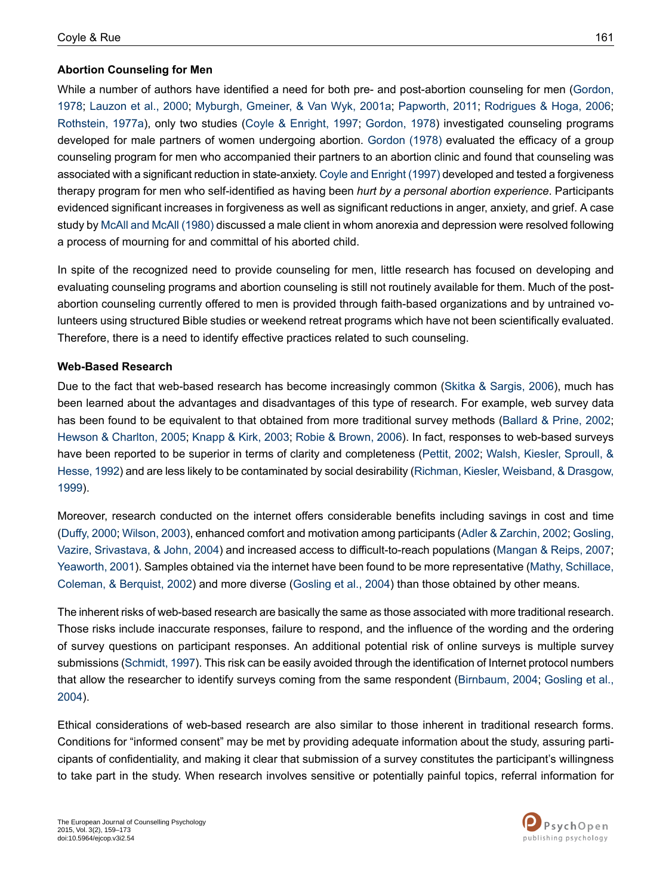### Abortion Counseling for Men

While a number of authors have identified a need for both pre- and post-abortion counseling for men (Gordon, 1978; Lauzon et al., 2000; Myburgh, Gmeiner, & Van Wyk, 2001a; Papworth, 2011; Rodrigues & Hoga, 2006; Rothstein, 1977a), only two studies (Coyle & Enright, 1997; Gordon, 1978) investigated counseling programs developed for male partners of women undergoing abortion. Gordon (1978) evaluated the efficacy of a group counseling program for men who accompanied their partners to an abortion clinic and found that counseling was associated with a significant reduction in state-anxiety. Coyle and Enright (1997) developed and tested a forgiveness therapy program for men who self-identified as having been *hurt by a personal abortion experience*. Participants evidenced significant increases in forgiveness as well as significant reductions in anger, anxiety, and grief. A case study by McAll and McAll (1980) discussed a male client in whom anorexia and depression were resolved following a process of mourning for and committal of his aborted child.

In spite of the recognized need to provide counseling for men, little research has focused on developing and evaluating counseling programs and abortion counseling is still not routinely available for them. Much of the post-abortion counseling currently offered to men is provided through faith-based organizations and by untrained volunteers using structured Bible studies or weekend retreat programs which have not been scientifically evaluated. Therefore, there is a need to identify effective practices related to such counseling.

### Web-Based Research

Due to the fact that web-based research has become increasingly common (Skitka & Sargis, 2006), much has been learned about the advantages and disadvantages of this type of research. For example, web survey data has been found to be equivalent to that obtained from more traditional survey methods (Ballard & Prine, 2002; Hewson & Charlton, 2005; Knapp & Kirk, 2003; Robie & Brown, 2006). In fact, responses to web-based surveys have been reported to be superior in terms of clarity and completeness (Pettit, 2002; Walsh, Kiesler, Sproull, & Hesse, 1992) and are less likely to be contaminated by social desirability (Richman, Kiesler, Weisband, & Drasgow, 1999).

Moreover, research conducted on the internet offers considerable benefits including savings in cost and time (Duffy, 2000; Wilson, 2003), enhanced comfort and motivation among participants (Adler & Zarchin, 2002; Gosling, Vazire, Srivastava, & John, 2004) and increased access to difficult-to-reach populations (Mangan & Reips, 2007; Yeaworth, 2001). Samples obtained via the internet have been found to be more representative (Mathy, Schillace, Coleman, & Berquist, 2002) and more diverse (Gosling et al., 2004) than those obtained by other means.

The inherent risks of web-based research are basically the same as those associated with more traditional research. Those risks include inaccurate responses, failure to respond, and the influence of the wording and the ordering of survey questions on participant responses. An additional potential risk of online surveys is multiple survey submissions (Schmidt, 1997). This risk can be easily avoided through the identification of Internet protocol numbers that allow the researcher to identify surveys coming from the same respondent (Birnbaum, 2004; Gosling et al., 2004).

Ethical considerations of web-based research are also similar to those inherent in traditional research forms. Conditions for "informed consent" may be met by providing adequate information about the study, assuring participants of confidentiality, and making it clear that submission of a survey constitutes the participant's willingness to take part in the study. When research involves sensitive or potentially painful topics, referral information for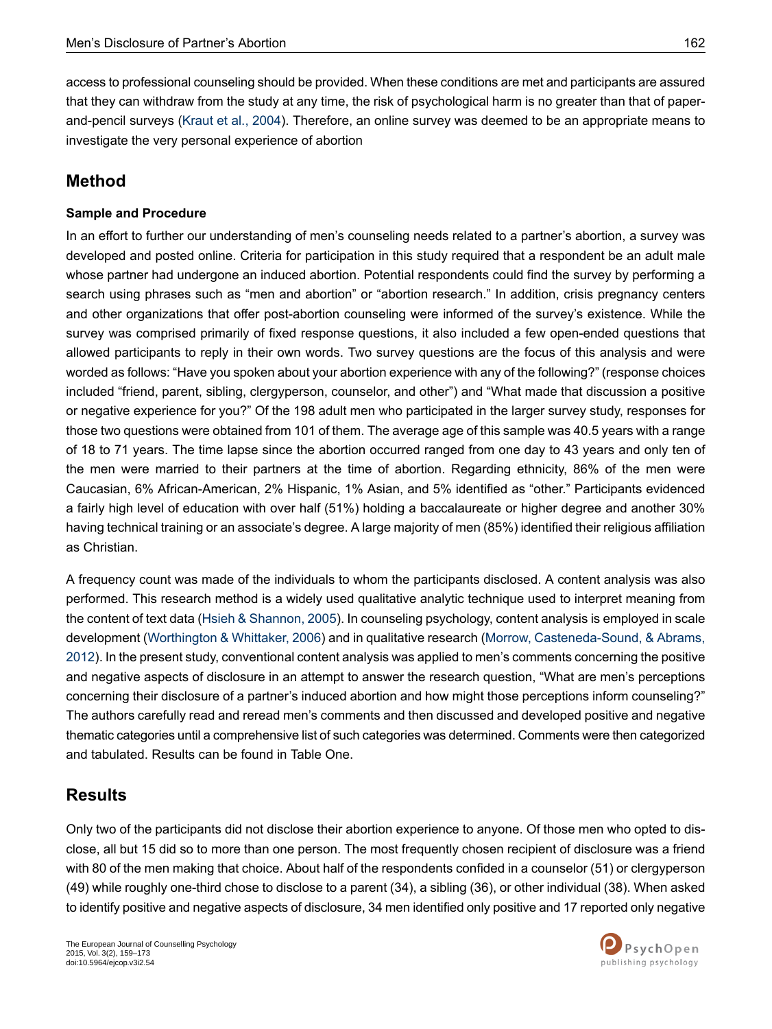access to professional counseling should be provided. When these conditions are met and participants are assured that they can withdraw from the study at any time, the risk of psychological harm is no greater than that of paper-and-pencil surveys (Kraut et al., 2004). Therefore, an online survey was deemed to be an appropriate means to investigate the very personal experience of abortion

## Method

### Sample and Procedure

In an effort to further our understanding of men's counseling needs related to a partner's abortion, a survey was developed and posted online. Criteria for participation in this study required that a respondent be an adult male whose partner had undergone an induced abortion. Potential respondents could find the survey by performing a search using phrases such as "men and abortion" or "abortion research." In addition, crisis pregnancy centers and other organizations that offer post-abortion counseling were informed of the survey's existence. While the survey was comprised primarily of fixed response questions, it also included a few open-ended questions that allowed participants to reply in their own words. Two survey questions are the focus of this analysis and were worded as follows: "Have you spoken about your abortion experience with any of the following?" (response choices included "friend, parent, sibling, clergyperson, counselor, and other") and "What made that discussion a positive or negative experience for you?" Of the 198 adult men who participated in the larger survey study, responses for those two questions were obtained from 101 of them. The average age of this sample was 40.5 years with a range of 18 to 71 years. The time lapse since the abortion occurred ranged from one day to 43 years and only ten of the men were married to their partners at the time of abortion. Regarding ethnicity, 86% of the men were Caucasian, 6% African-American, 2% Hispanic, 1% Asian, and 5% identified as "other." Participants evidenced a fairly high level of education with over half (51%) holding a baccalaureate or higher degree and another 30% having technical training or an associate's degree. A large majority of men (85%) identified their religious affiliation as Christian.

A frequency count was made of the individuals to whom the participants disclosed. A content analysis was also performed. This research method is a widely used qualitative analytic technique used to interpret meaning from the content of text data (Hsieh & Shannon, 2005). In counseling psychology, content analysis is employed in scale development (Worthington & Whittaker, 2006) and in qualitative research (Morrow, Casteneda-Sound, & Abrams, 2012). In the present study, conventional content analysis was applied to men's comments concerning the positive and negative aspects of disclosure in an attempt to answer the research question, "What are men's perceptions concerning their disclosure of a partner's induced abortion and how might those perceptions inform counseling?" The authors carefully read and reread men's comments and then discussed and developed positive and negative thematic categories until a comprehensive list of such categories was determined. Comments were then categorized and tabulated. Results can be found in Table One.

## Results

Only two of the participants did not disclose their abortion experience to anyone. Of those men who opted to disclose, all but 15 did so to more than one person. The most frequently chosen recipient of disclosure was a friend with 80 of the men making that choice. About half of the respondents confided in a counselor (51) or clergyperson (49) while roughly one-third chose to disclose to a parent (34), a sibling (36), or other individual (38). When asked to identify positive and negative aspects of disclosure, 34 men identified only positive and 17 reported only negative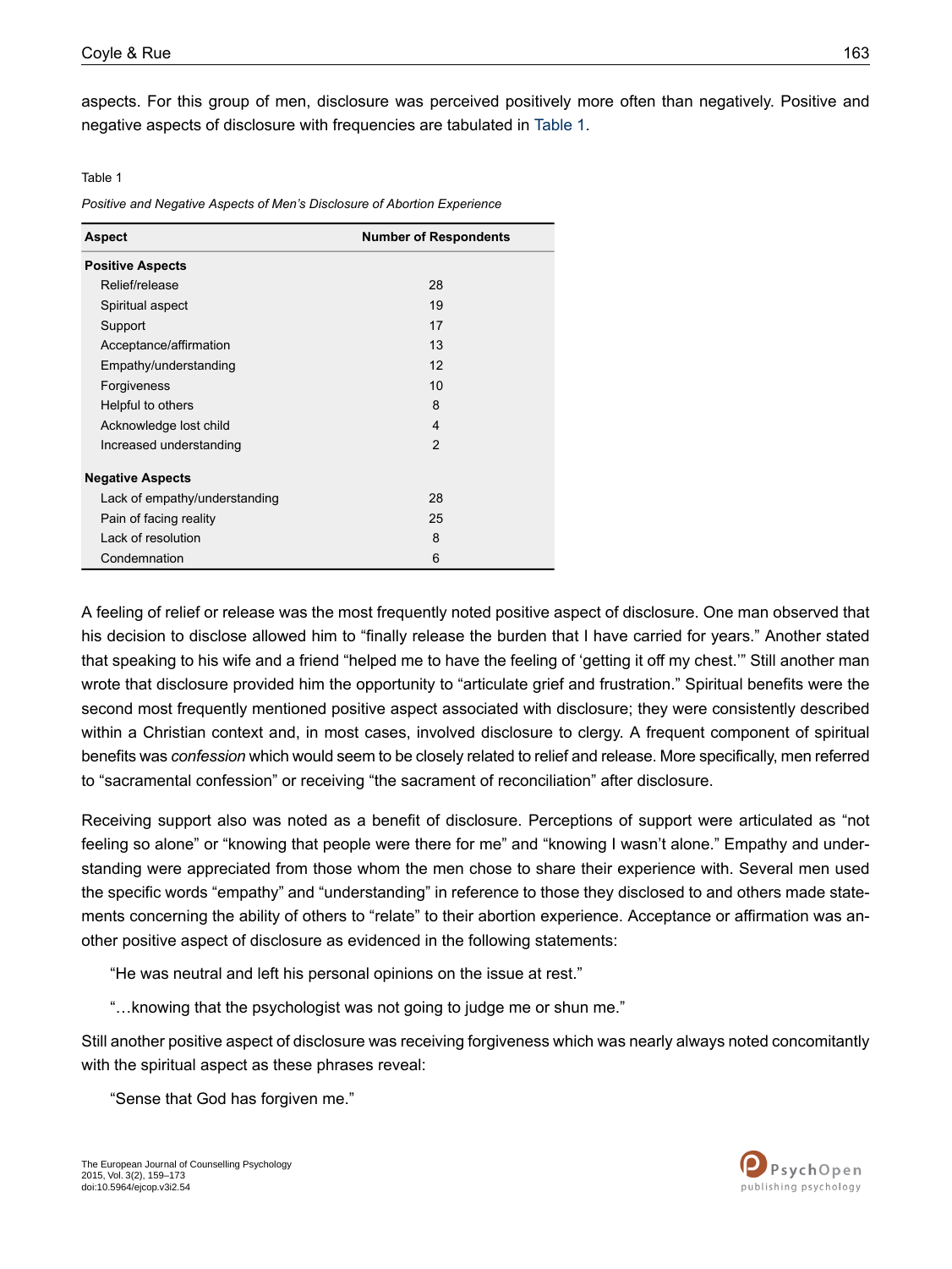aspects. For this group of men, disclosure was perceived positively more often than negatively. Positive and negative aspects of disclosure with frequencies are tabulated in Table 1.

Table 1

*Positive and Negative Aspects of Men's Disclosure of Abortion Experience*

| Aspect | Number of Respondents |
|---|---|
| **Positive Aspects** | |
| Relief/release | 28 |
| Spiritual aspect | 19 |
| Support | 17 |
| Acceptance/affirmation | 13 |
| Empathy/understanding | 12 |
| Forgiveness | 10 |
| Helpful to others | 8 |
| Acknowledge lost child | 4 |
| Increased understanding | 2 |
| **Negative Aspects** | |
| Lack of empathy/understanding | 28 |
| Pain of facing reality | 25 |
| Lack of resolution | 8 |
| Condemnation | 6 |

A feeling of relief or release was the most frequently noted positive aspect of disclosure. One man observed that his decision to disclose allowed him to "finally release the burden that I have carried for years." Another stated that speaking to his wife and a friend "helped me to have the feeling of 'getting it off my chest.'" Still another man wrote that disclosure provided him the opportunity to "articulate grief and frustration." Spiritual benefits were the second most frequently mentioned positive aspect associated with disclosure; they were consistently described within a Christian context and, in most cases, involved disclosure to clergy. A frequent component of spiritual benefits was *confession* which would seem to be closely related to relief and release. More specifically, men referred to "sacramental confession" or receiving "the sacrament of reconciliation" after disclosure.

Receiving support also was noted as a benefit of disclosure. Perceptions of support were articulated as "not feeling so alone" or "knowing that people were there for me" and "knowing I wasn't alone." Empathy and understanding were appreciated from those whom the men chose to share their experience with. Several men used the specific words "empathy" and "understanding" in reference to those they disclosed to and others made statements concerning the ability of others to "relate" to their abortion experience. Acceptance or affirmation was another positive aspect of disclosure as evidenced in the following statements:

> "He was neutral and left his personal opinions on the issue at rest."
>
> "…knowing that the psychologist was not going to judge me or shun me."

Still another positive aspect of disclosure was receiving forgiveness which was nearly always noted concomitantly with the spiritual aspect as these phrases reveal:

> "Sense that God has forgiven me."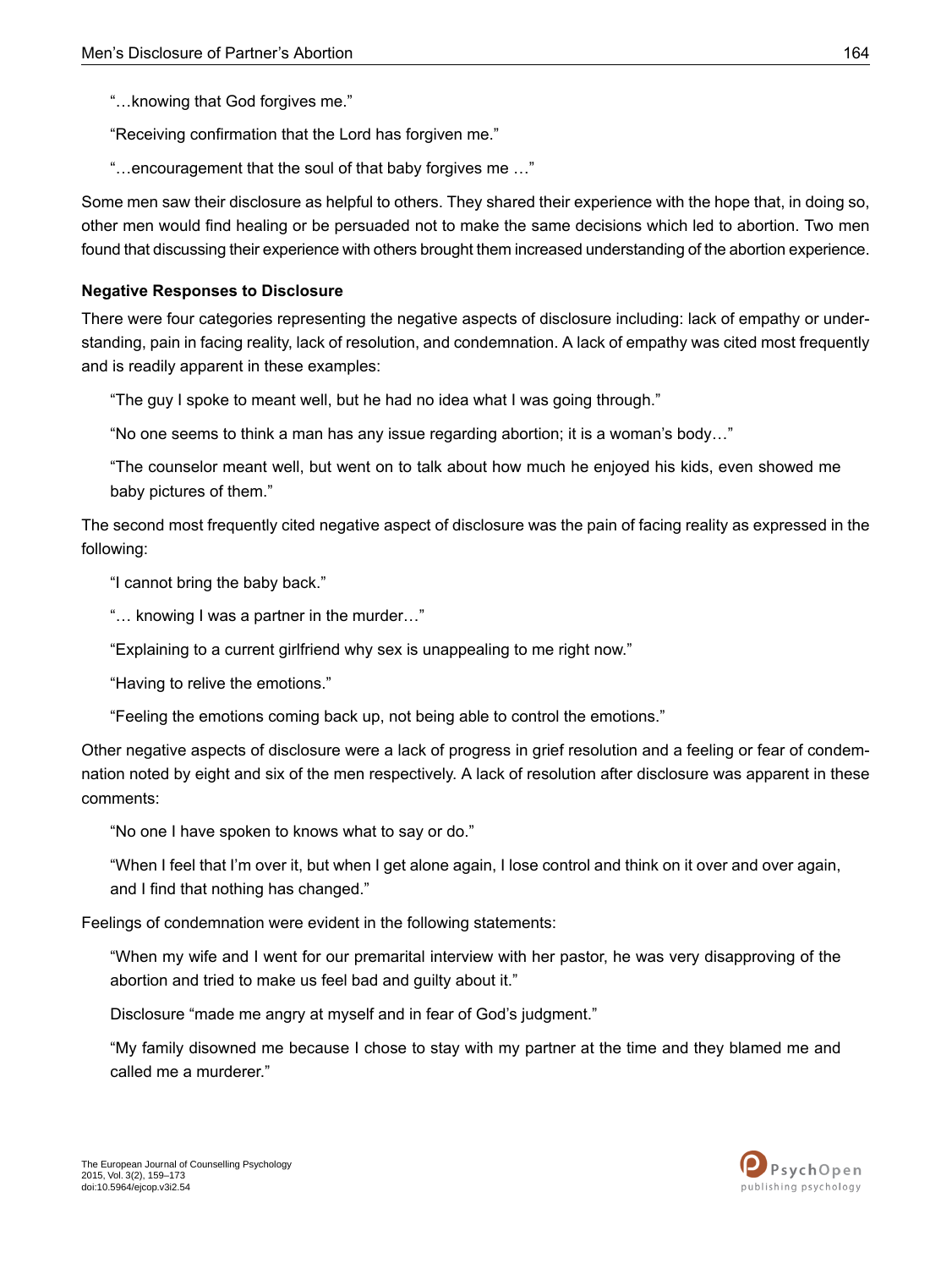"…knowing that God forgives me."

"Receiving confirmation that the Lord has forgiven me."

"…encouragement that the soul of that baby forgives me …"

Some men saw their disclosure as helpful to others. They shared their experience with the hope that, in doing so, other men would find healing or be persuaded not to make the same decisions which led to abortion. Two men found that discussing their experience with others brought them increased understanding of the abortion experience.

**Negative Responses to Disclosure**

There were four categories representing the negative aspects of disclosure including: lack of empathy or understanding, pain in facing reality, lack of resolution, and condemnation. A lack of empathy was cited most frequently and is readily apparent in these examples:

"The guy I spoke to meant well, but he had no idea what I was going through."

"No one seems to think a man has any issue regarding abortion; it is a woman's body…"

"The counselor meant well, but went on to talk about how much he enjoyed his kids, even showed me baby pictures of them."

The second most frequently cited negative aspect of disclosure was the pain of facing reality as expressed in the following:

"I cannot bring the baby back."

"… knowing I was a partner in the murder…"

"Explaining to a current girlfriend why sex is unappealing to me right now."

"Having to relive the emotions."

"Feeling the emotions coming back up, not being able to control the emotions."

Other negative aspects of disclosure were a lack of progress in grief resolution and a feeling or fear of condemnation noted by eight and six of the men respectively. A lack of resolution after disclosure was apparent in these comments:

"No one I have spoken to knows what to say or do."

"When I feel that I'm over it, but when I get alone again, I lose control and think on it over and over again, and I find that nothing has changed."

Feelings of condemnation were evident in the following statements:

"When my wife and I went for our premarital interview with her pastor, he was very disapproving of the abortion and tried to make us feel bad and guilty about it."

Disclosure "made me angry at myself and in fear of God's judgment."

"My family disowned me because I chose to stay with my partner at the time and they blamed me and called me a murderer."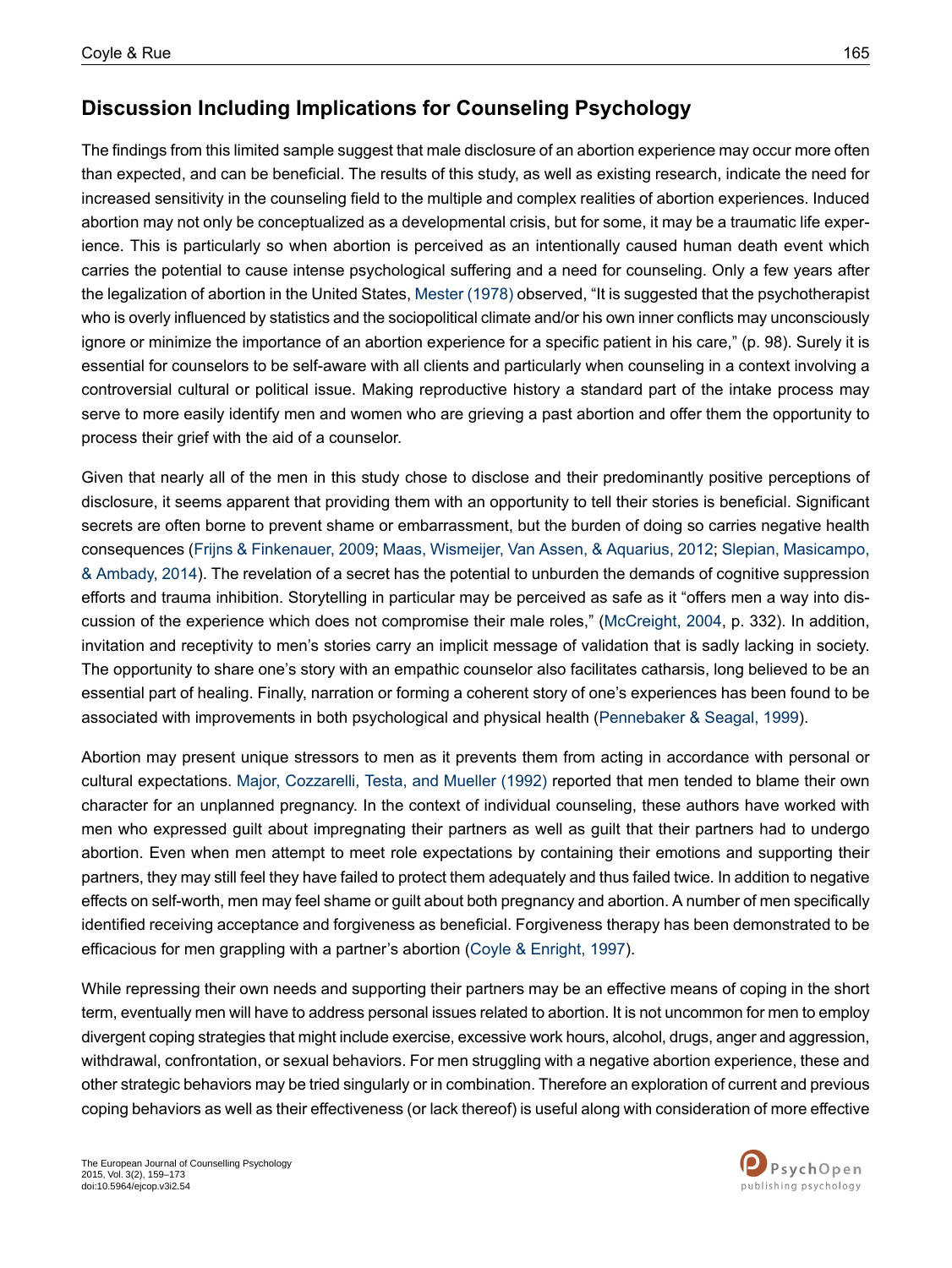## Discussion Including Implications for Counseling Psychology

The findings from this limited sample suggest that male disclosure of an abortion experience may occur more often than expected, and can be beneficial. The results of this study, as well as existing research, indicate the need for increased sensitivity in the counseling field to the multiple and complex realities of abortion experiences. Induced abortion may not only be conceptualized as a developmental crisis, but for some, it may be a traumatic life experience. This is particularly so when abortion is perceived as an intentionally caused human death event which carries the potential to cause intense psychological suffering and a need for counseling. Only a few years after the legalization of abortion in the United States, Mester (1978) observed, "It is suggested that the psychotherapist who is overly influenced by statistics and the sociopolitical climate and/or his own inner conflicts may unconsciously ignore or minimize the importance of an abortion experience for a specific patient in his care," (p. 98). Surely it is essential for counselors to be self-aware with all clients and particularly when counseling in a context involving a controversial cultural or political issue. Making reproductive history a standard part of the intake process may serve to more easily identify men and women who are grieving a past abortion and offer them the opportunity to process their grief with the aid of a counselor.

Given that nearly all of the men in this study chose to disclose and their predominantly positive perceptions of disclosure, it seems apparent that providing them with an opportunity to tell their stories is beneficial. Significant secrets are often borne to prevent shame or embarrassment, but the burden of doing so carries negative health consequences (Frijns & Finkenauer, 2009; Maas, Wismeijer, Van Assen, & Aquarius, 2012; Slepian, Masicampo, & Ambady, 2014). The revelation of a secret has the potential to unburden the demands of cognitive suppression efforts and trauma inhibition. Storytelling in particular may be perceived as safe as it "offers men a way into discussion of the experience which does not compromise their male roles," (McCreight, 2004, p. 332). In addition, invitation and receptivity to men's stories carry an implicit message of validation that is sadly lacking in society. The opportunity to share one's story with an empathic counselor also facilitates catharsis, long believed to be an essential part of healing. Finally, narration or forming a coherent story of one's experiences has been found to be associated with improvements in both psychological and physical health (Pennebaker & Seagal, 1999).

Abortion may present unique stressors to men as it prevents them from acting in accordance with personal or cultural expectations. Major, Cozzarelli, Testa, and Mueller (1992) reported that men tended to blame their own character for an unplanned pregnancy. In the context of individual counseling, these authors have worked with men who expressed guilt about impregnating their partners as well as guilt that their partners had to undergo abortion. Even when men attempt to meet role expectations by containing their emotions and supporting their partners, they may still feel they have failed to protect them adequately and thus failed twice. In addition to negative effects on self-worth, men may feel shame or guilt about both pregnancy and abortion. A number of men specifically identified receiving acceptance and forgiveness as beneficial. Forgiveness therapy has been demonstrated to be efficacious for men grappling with a partner's abortion (Coyle & Enright, 1997).

While repressing their own needs and supporting their partners may be an effective means of coping in the short term, eventually men will have to address personal issues related to abortion. It is not uncommon for men to employ divergent coping strategies that might include exercise, excessive work hours, alcohol, drugs, anger and aggression, withdrawal, confrontation, or sexual behaviors. For men struggling with a negative abortion experience, these and other strategic behaviors may be tried singularly or in combination. Therefore an exploration of current and previous coping behaviors as well as their effectiveness (or lack thereof) is useful along with consideration of more effective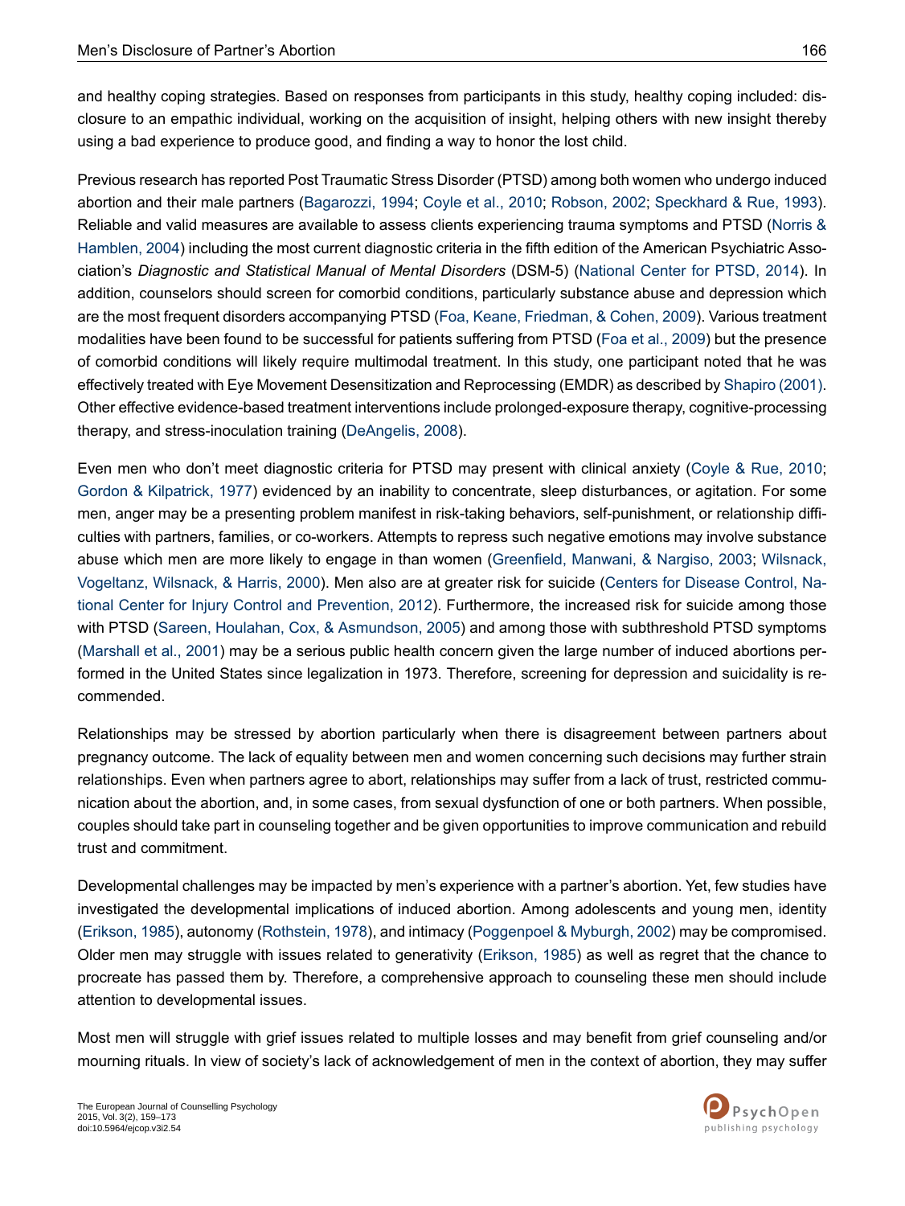and healthy coping strategies. Based on responses from participants in this study, healthy coping included: disclosure to an empathic individual, working on the acquisition of insight, helping others with new insight thereby using a bad experience to produce good, and finding a way to honor the lost child.

Previous research has reported Post Traumatic Stress Disorder (PTSD) among both women who undergo induced abortion and their male partners (Bagarozzi, 1994; Coyle et al., 2010; Robson, 2002; Speckhard & Rue, 1993). Reliable and valid measures are available to assess clients experiencing trauma symptoms and PTSD (Norris & Hamblen, 2004) including the most current diagnostic criteria in the fifth edition of the American Psychiatric Association's *Diagnostic and Statistical Manual of Mental Disorders* (DSM-5) (National Center for PTSD, 2014). In addition, counselors should screen for comorbid conditions, particularly substance abuse and depression which are the most frequent disorders accompanying PTSD (Foa, Keane, Friedman, & Cohen, 2009). Various treatment modalities have been found to be successful for patients suffering from PTSD (Foa et al., 2009) but the presence of comorbid conditions will likely require multimodal treatment. In this study, one participant noted that he was effectively treated with Eye Movement Desensitization and Reprocessing (EMDR) as described by Shapiro (2001). Other effective evidence-based treatment interventions include prolonged-exposure therapy, cognitive-processing therapy, and stress-inoculation training (DeAngelis, 2008).

Even men who don't meet diagnostic criteria for PTSD may present with clinical anxiety (Coyle & Rue, 2010; Gordon & Kilpatrick, 1977) evidenced by an inability to concentrate, sleep disturbances, or agitation. For some men, anger may be a presenting problem manifest in risk-taking behaviors, self-punishment, or relationship difficulties with partners, families, or co-workers. Attempts to repress such negative emotions may involve substance abuse which men are more likely to engage in than women (Greenfield, Manwani, & Nargiso, 2003; Wilsnack, Vogeltanz, Wilsnack, & Harris, 2000). Men also are at greater risk for suicide (Centers for Disease Control, National Center for Injury Control and Prevention, 2012). Furthermore, the increased risk for suicide among those with PTSD (Sareen, Houlahan, Cox, & Asmundson, 2005) and among those with subthreshold PTSD symptoms (Marshall et al., 2001) may be a serious public health concern given the large number of induced abortions performed in the United States since legalization in 1973. Therefore, screening for depression and suicidality is recommended.

Relationships may be stressed by abortion particularly when there is disagreement between partners about pregnancy outcome. The lack of equality between men and women concerning such decisions may further strain relationships. Even when partners agree to abort, relationships may suffer from a lack of trust, restricted communication about the abortion, and, in some cases, from sexual dysfunction of one or both partners. When possible, couples should take part in counseling together and be given opportunities to improve communication and rebuild trust and commitment.

Developmental challenges may be impacted by men's experience with a partner's abortion. Yet, few studies have investigated the developmental implications of induced abortion. Among adolescents and young men, identity (Erikson, 1985), autonomy (Rothstein, 1978), and intimacy (Poggenpoel & Myburgh, 2002) may be compromised. Older men may struggle with issues related to generativity (Erikson, 1985) as well as regret that the chance to procreate has passed them by. Therefore, a comprehensive approach to counseling these men should include attention to developmental issues.

Most men will struggle with grief issues related to multiple losses and may benefit from grief counseling and/or mourning rituals. In view of society's lack of acknowledgement of men in the context of abortion, they may suffer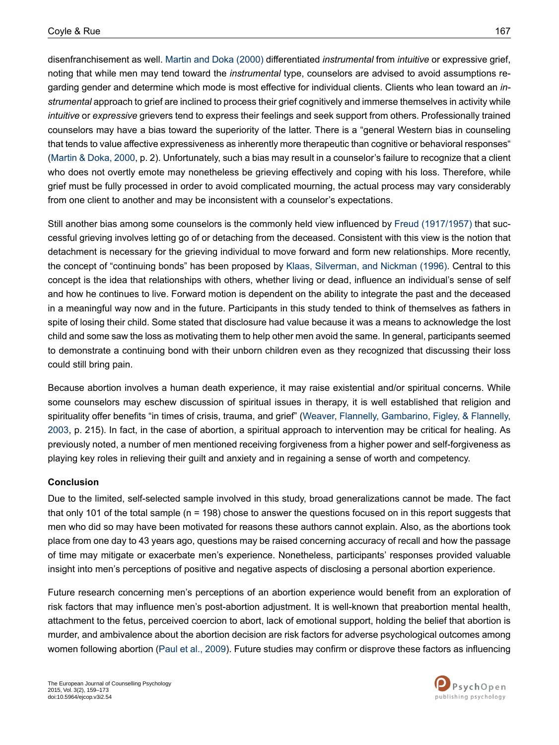disenfranchisement as well. Martin and Doka (2000) differentiated *instrumental* from *intuitive* or expressive grief, noting that while men may tend toward the *instrumental* type, counselors are advised to avoid assumptions regarding gender and determine which mode is most effective for individual clients. Clients who lean toward an *instrumental* approach to grief are inclined to process their grief cognitively and immerse themselves in activity while *intuitive* or *expressive* grievers tend to express their feelings and seek support from others. Professionally trained counselors may have a bias toward the superiority of the latter. There is a "general Western bias in counseling that tends to value affective expressiveness as inherently more therapeutic than cognitive or behavioral responses" (Martin & Doka, 2000, p. 2). Unfortunately, such a bias may result in a counselor's failure to recognize that a client who does not overtly emote may nonetheless be grieving effectively and coping with his loss. Therefore, while grief must be fully processed in order to avoid complicated mourning, the actual process may vary considerably from one client to another and may be inconsistent with a counselor's expectations.

Still another bias among some counselors is the commonly held view influenced by Freud (1917/1957) that successful grieving involves letting go of or detaching from the deceased. Consistent with this view is the notion that detachment is necessary for the grieving individual to move forward and form new relationships. More recently, the concept of "continuing bonds" has been proposed by Klaas, Silverman, and Nickman (1996). Central to this concept is the idea that relationships with others, whether living or dead, influence an individual's sense of self and how he continues to live. Forward motion is dependent on the ability to integrate the past and the deceased in a meaningful way now and in the future. Participants in this study tended to think of themselves as fathers in spite of losing their child. Some stated that disclosure had value because it was a means to acknowledge the lost child and some saw the loss as motivating them to help other men avoid the same. In general, participants seemed to demonstrate a continuing bond with their unborn children even as they recognized that discussing their loss could still bring pain.

Because abortion involves a human death experience, it may raise existential and/or spiritual concerns. While some counselors may eschew discussion of spiritual issues in therapy, it is well established that religion and spirituality offer benefits "in times of crisis, trauma, and grief" (Weaver, Flannelly, Gambarino, Figley, & Flannelly, 2003, p. 215). In fact, in the case of abortion, a spiritual approach to intervention may be critical for healing. As previously noted, a number of men mentioned receiving forgiveness from a higher power and self-forgiveness as playing key roles in relieving their guilt and anxiety and in regaining a sense of worth and competency.

### Conclusion

Due to the limited, self-selected sample involved in this study, broad generalizations cannot be made. The fact that only 101 of the total sample (n = 198) chose to answer the questions focused on in this report suggests that men who did so may have been motivated for reasons these authors cannot explain. Also, as the abortions took place from one day to 43 years ago, questions may be raised concerning accuracy of recall and how the passage of time may mitigate or exacerbate men's experience. Nonetheless, participants' responses provided valuable insight into men's perceptions of positive and negative aspects of disclosing a personal abortion experience.

Future research concerning men's perceptions of an abortion experience would benefit from an exploration of risk factors that may influence men's post-abortion adjustment. It is well-known that preabortion mental health, attachment to the fetus, perceived coercion to abort, lack of emotional support, holding the belief that abortion is murder, and ambivalence about the abortion decision are risk factors for adverse psychological outcomes among women following abortion (Paul et al., 2009). Future studies may confirm or disprove these factors as influencing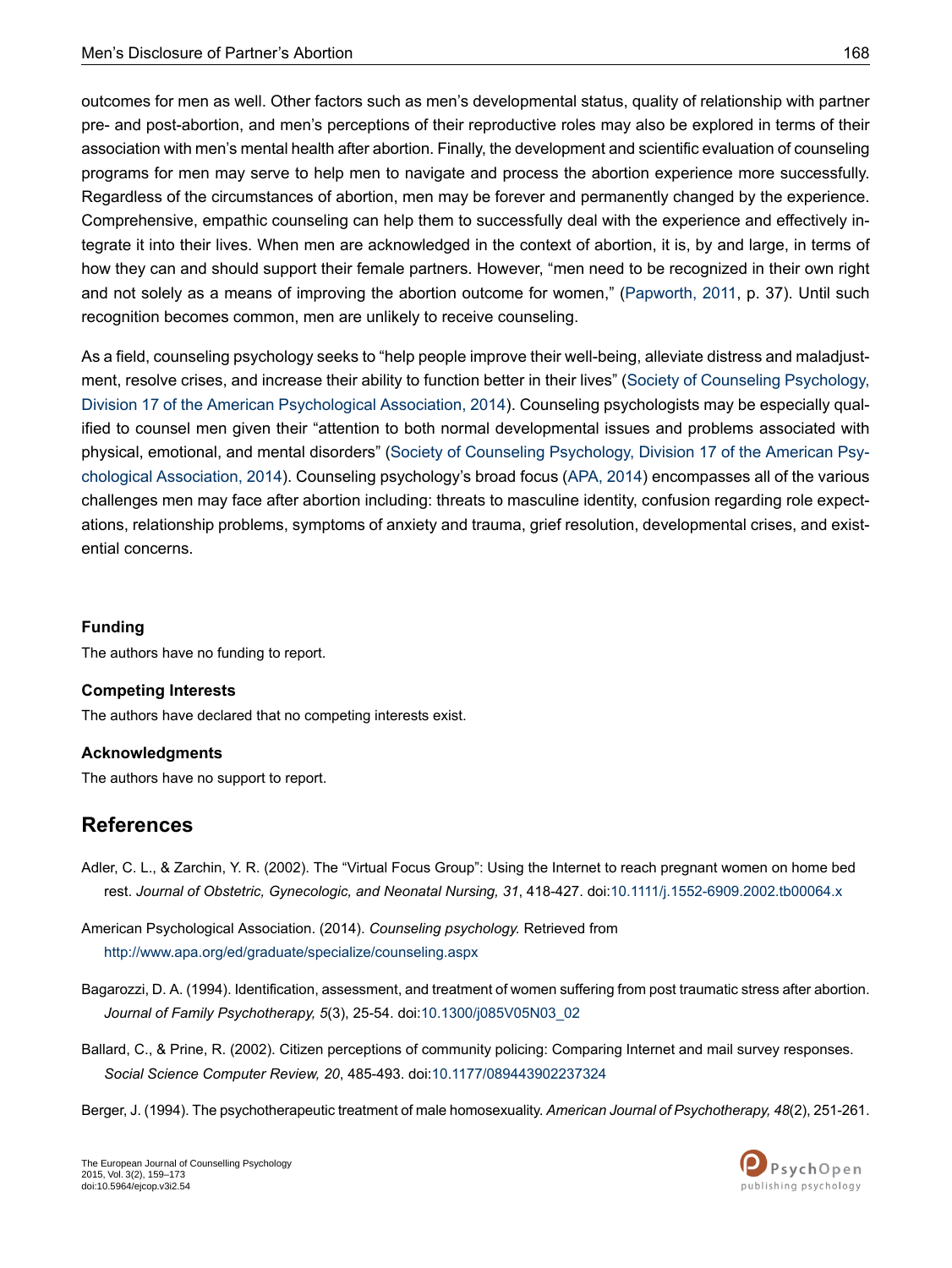outcomes for men as well. Other factors such as men's developmental status, quality of relationship with partner pre- and post-abortion, and men's perceptions of their reproductive roles may also be explored in terms of their association with men's mental health after abortion. Finally, the development and scientific evaluation of counseling programs for men may serve to help men to navigate and process the abortion experience more successfully. Regardless of the circumstances of abortion, men may be forever and permanently changed by the experience. Comprehensive, empathic counseling can help them to successfully deal with the experience and effectively integrate it into their lives. When men are acknowledged in the context of abortion, it is, by and large, in terms of how they can and should support their female partners. However, "men need to be recognized in their own right and not solely as a means of improving the abortion outcome for women," (Papworth, 2011, p. 37). Until such recognition becomes common, men are unlikely to receive counseling.

As a field, counseling psychology seeks to "help people improve their well-being, alleviate distress and maladjustment, resolve crises, and increase their ability to function better in their lives" (Society of Counseling Psychology, Division 17 of the American Psychological Association, 2014). Counseling psychologists may be especially qualified to counsel men given their "attention to both normal developmental issues and problems associated with physical, emotional, and mental disorders" (Society of Counseling Psychology, Division 17 of the American Psychological Association, 2014). Counseling psychology's broad focus (APA, 2014) encompasses all of the various challenges men may face after abortion including: threats to masculine identity, confusion regarding role expectations, relationship problems, symptoms of anxiety and trauma, grief resolution, developmental crises, and existential concerns.

### Funding

The authors have no funding to report.

### Competing Interests

The authors have declared that no competing interests exist.

### Acknowledgments

The authors have no support to report.

## References

Adler, C. L., & Zarchin, Y. R. (2002). The "Virtual Focus Group": Using the Internet to reach pregnant women on home bed rest. *Journal of Obstetric, Gynecologic, and Neonatal Nursing, 31*, 418-427. doi:10.1111/j.1552-6909.2002.tb00064.x

American Psychological Association. (2014). *Counseling psychology.* Retrieved from http://www.apa.org/ed/graduate/specialize/counseling.aspx

Bagarozzi, D. A. (1994). Identification, assessment, and treatment of women suffering from post traumatic stress after abortion. *Journal of Family Psychotherapy, 5*(3), 25-54. doi:10.1300/j085V05N03_02

Ballard, C., & Prine, R. (2002). Citizen perceptions of community policing: Comparing Internet and mail survey responses. *Social Science Computer Review, 20*, 485-493. doi:10.1177/089443902237324

Berger, J. (1994). The psychotherapeutic treatment of male homosexuality. *American Journal of Psychotherapy, 48*(2), 251-261.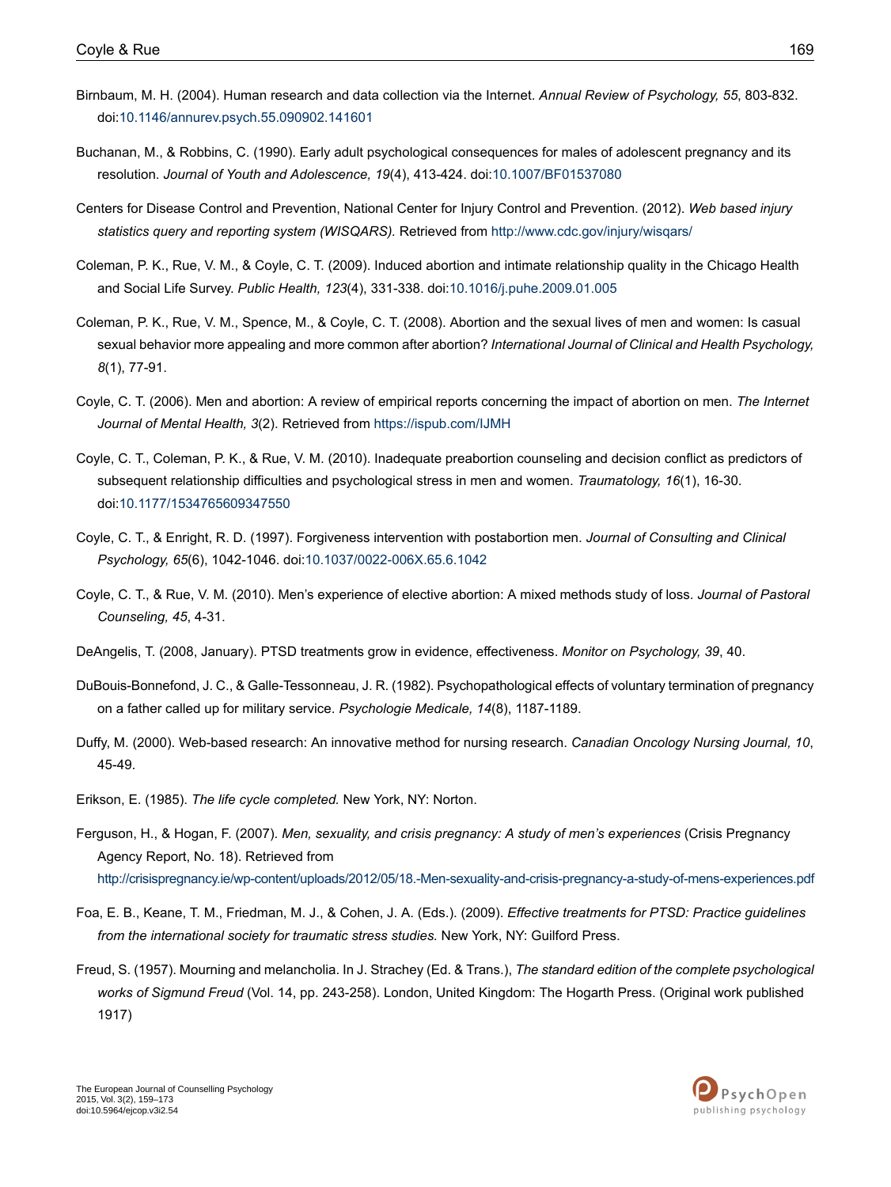Birnbaum, M. H. (2004). Human research and data collection via the Internet. *Annual Review of Psychology, 55*, 803-832. doi:10.1146/annurev.psych.55.090902.141601

Buchanan, M., & Robbins, C. (1990). Early adult psychological consequences for males of adolescent pregnancy and its resolution. *Journal of Youth and Adolescence, 19*(4), 413-424. doi:10.1007/BF01537080

Centers for Disease Control and Prevention, National Center for Injury Control and Prevention. (2012). *Web based injury statistics query and reporting system (WISQARS).* Retrieved from http://www.cdc.gov/injury/wisqars/

Coleman, P. K., Rue, V. M., & Coyle, C. T. (2009). Induced abortion and intimate relationship quality in the Chicago Health and Social Life Survey. *Public Health, 123*(4), 331-338. doi:10.1016/j.puhe.2009.01.005

Coleman, P. K., Rue, V. M., Spence, M., & Coyle, C. T. (2008). Abortion and the sexual lives of men and women: Is casual sexual behavior more appealing and more common after abortion? *International Journal of Clinical and Health Psychology, 8*(1), 77-91.

Coyle, C. T. (2006). Men and abortion: A review of empirical reports concerning the impact of abortion on men. *The Internet Journal of Mental Health, 3*(2). Retrieved from https://ispub.com/IJMH

Coyle, C. T., Coleman, P. K., & Rue, V. M. (2010). Inadequate preabortion counseling and decision conflict as predictors of subsequent relationship difficulties and psychological stress in men and women. *Traumatology, 16*(1), 16-30. doi:10.1177/1534765609347550

Coyle, C. T., & Enright, R. D. (1997). Forgiveness intervention with postabortion men. *Journal of Consulting and Clinical Psychology, 65*(6), 1042-1046. doi:10.1037/0022-006X.65.6.1042

Coyle, C. T., & Rue, V. M. (2010). Men's experience of elective abortion: A mixed methods study of loss. *Journal of Pastoral Counseling, 45*, 4-31.

DeAngelis, T. (2008, January). PTSD treatments grow in evidence, effectiveness. *Monitor on Psychology, 39*, 40.

DuBouis-Bonnefond, J. C., & Galle-Tessonneau, J. R. (1982). Psychopathological effects of voluntary termination of pregnancy on a father called up for military service. *Psychologie Medicale, 14*(8), 1187-1189.

Duffy, M. (2000). Web-based research: An innovative method for nursing research. *Canadian Oncology Nursing Journal, 10*, 45-49.

Erikson, E. (1985). *The life cycle completed.* New York, NY: Norton.

Ferguson, H., & Hogan, F. (2007). *Men, sexuality, and crisis pregnancy: A study of men's experiences* (Crisis Pregnancy Agency Report, No. 18). Retrieved from http://crisispregnancy.ie/wp-content/uploads/2012/05/18.-Men-sexuality-and-crisis-pregnancy-a-study-of-mens-experiences.pdf

Foa, E. B., Keane, T. M., Friedman, M. J., & Cohen, J. A. (Eds.). (2009). *Effective treatments for PTSD: Practice guidelines from the international society for traumatic stress studies.* New York, NY: Guilford Press.

Freud, S. (1957). Mourning and melancholia. In J. Strachey (Ed. & Trans.), *The standard edition of the complete psychological works of Sigmund Freud* (Vol. 14, pp. 243-258). London, United Kingdom: The Hogarth Press. (Original work published 1917)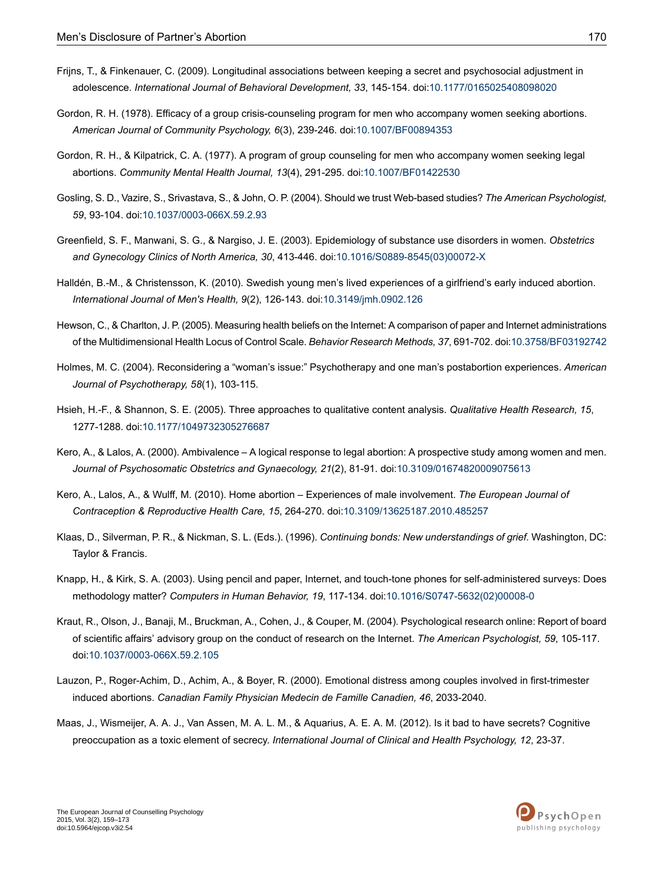Frijns, T., & Finkenauer, C. (2009). Longitudinal associations between keeping a secret and psychosocial adjustment in adolescence. *International Journal of Behavioral Development, 33*, 145-154. doi:10.1177/0165025408098020

Gordon, R. H. (1978). Efficacy of a group crisis-counseling program for men who accompany women seeking abortions. *American Journal of Community Psychology, 6*(3), 239-246. doi:10.1007/BF00894353

Gordon, R. H., & Kilpatrick, C. A. (1977). A program of group counseling for men who accompany women seeking legal abortions. *Community Mental Health Journal, 13*(4), 291-295. doi:10.1007/BF01422530

Gosling, S. D., Vazire, S., Srivastava, S., & John, O. P. (2004). Should we trust Web-based studies? *The American Psychologist, 59*, 93-104. doi:10.1037/0003-066X.59.2.93

Greenfield, S. F., Manwani, S. G., & Nargiso, J. E. (2003). Epidemiology of substance use disorders in women. *Obstetrics and Gynecology Clinics of North America, 30*, 413-446. doi:10.1016/S0889-8545(03)00072-X

Halldén, B.-M., & Christensson, K. (2010). Swedish young men's lived experiences of a girlfriend's early induced abortion. *International Journal of Men's Health, 9*(2), 126-143. doi:10.3149/jmh.0902.126

Hewson, C., & Charlton, J. P. (2005). Measuring health beliefs on the Internet: A comparison of paper and Internet administrations of the Multidimensional Health Locus of Control Scale. *Behavior Research Methods, 37*, 691-702. doi:10.3758/BF03192742

Holmes, M. C. (2004). Reconsidering a "woman's issue:" Psychotherapy and one man's postabortion experiences. *American Journal of Psychotherapy, 58*(1), 103-115.

Hsieh, H.-F., & Shannon, S. E. (2005). Three approaches to qualitative content analysis. *Qualitative Health Research, 15*, 1277-1288. doi:10.1177/1049732305276687

Kero, A., & Lalos, A. (2000). Ambivalence – A logical response to legal abortion: A prospective study among women and men. *Journal of Psychosomatic Obstetrics and Gynaecology, 21*(2), 81-91. doi:10.3109/01674820009075613

Kero, A., Lalos, A., & Wulff, M. (2010). Home abortion – Experiences of male involvement. *The European Journal of Contraception & Reproductive Health Care, 15*, 264-270. doi:10.3109/13625187.2010.485257

Klaas, D., Silverman, P. R., & Nickman, S. L. (Eds.). (1996). *Continuing bonds: New understandings of grief.* Washington, DC: Taylor & Francis.

Knapp, H., & Kirk, S. A. (2003). Using pencil and paper, Internet, and touch-tone phones for self-administered surveys: Does methodology matter? *Computers in Human Behavior, 19*, 117-134. doi:10.1016/S0747-5632(02)00008-0

Kraut, R., Olson, J., Banaji, M., Bruckman, A., Cohen, J., & Couper, M. (2004). Psychological research online: Report of board of scientific affairs' advisory group on the conduct of research on the Internet. *The American Psychologist, 59*, 105-117. doi:10.1037/0003-066X.59.2.105

Lauzon, P., Roger-Achim, D., Achim, A., & Boyer, R. (2000). Emotional distress among couples involved in first-trimester induced abortions. *Canadian Family Physician Medecin de Famille Canadien, 46*, 2033-2040.

Maas, J., Wismeijer, A. A. J., Van Assen, M. A. L. M., & Aquarius, A. E. A. M. (2012). Is it bad to have secrets? Cognitive preoccupation as a toxic element of secrecy. *International Journal of Clinical and Health Psychology, 12*, 23-37.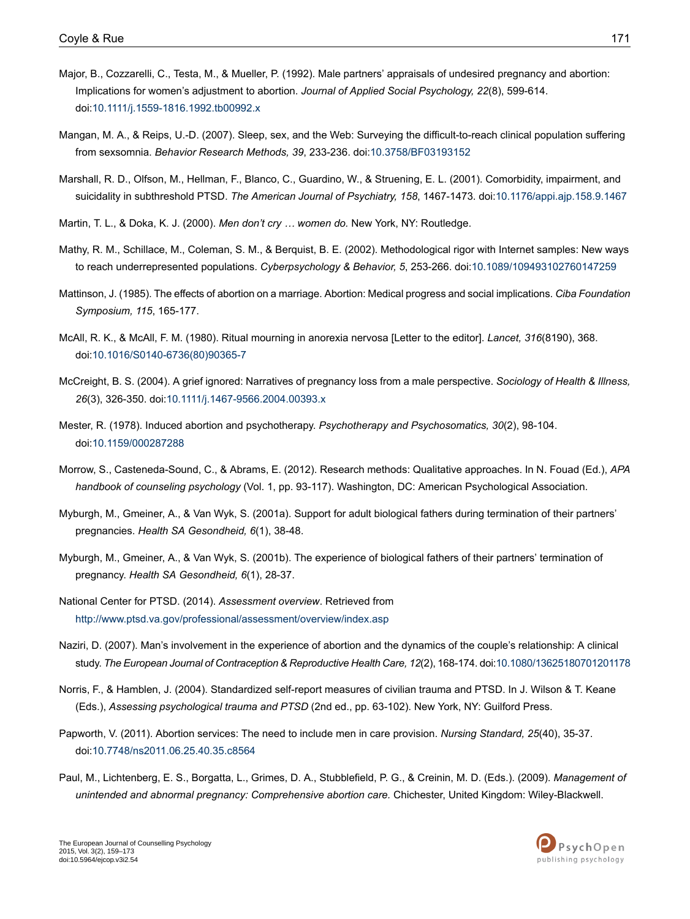Major, B., Cozzarelli, C., Testa, M., & Mueller, P. (1992). Male partners' appraisals of undesired pregnancy and abortion: Implications for women's adjustment to abortion. *Journal of Applied Social Psychology, 22*(8), 599-614. doi:10.1111/j.1559-1816.1992.tb00992.x

Mangan, M. A., & Reips, U.-D. (2007). Sleep, sex, and the Web: Surveying the difficult-to-reach clinical population suffering from sexsomnia. *Behavior Research Methods, 39*, 233-236. doi:10.3758/BF03193152

Marshall, R. D., Olfson, M., Hellman, F., Blanco, C., Guardino, W., & Struening, E. L. (2001). Comorbidity, impairment, and suicidality in subthreshold PTSD. *The American Journal of Psychiatry, 158*, 1467-1473. doi:10.1176/appi.ajp.158.9.1467

Martin, T. L., & Doka, K. J. (2000). *Men don't cry … women do.* New York, NY: Routledge.

Mathy, R. M., Schillace, M., Coleman, S. M., & Berquist, B. E. (2002). Methodological rigor with Internet samples: New ways to reach underrepresented populations. *Cyberpsychology & Behavior, 5*, 253-266. doi:10.1089/109493102760147259

Mattinson, J. (1985). The effects of abortion on a marriage. Abortion: Medical progress and social implications. *Ciba Foundation Symposium, 115*, 165-177.

McAll, R. K., & McAll, F. M. (1980). Ritual mourning in anorexia nervosa [Letter to the editor]. *Lancet, 316*(8190), 368. doi:10.1016/S0140-6736(80)90365-7

McCreight, B. S. (2004). A grief ignored: Narratives of pregnancy loss from a male perspective. *Sociology of Health & Illness, 26*(3), 326-350. doi:10.1111/j.1467-9566.2004.00393.x

Mester, R. (1978). Induced abortion and psychotherapy. *Psychotherapy and Psychosomatics, 30*(2), 98-104. doi:10.1159/000287288

Morrow, S., Casteneda-Sound, C., & Abrams, E. (2012). Research methods: Qualitative approaches. In N. Fouad (Ed.), *APA handbook of counseling psychology* (Vol. 1, pp. 93-117). Washington, DC: American Psychological Association.

Myburgh, M., Gmeiner, A., & Van Wyk, S. (2001a). Support for adult biological fathers during termination of their partners' pregnancies. *Health SA Gesondheid, 6*(1), 38-48.

Myburgh, M., Gmeiner, A., & Van Wyk, S. (2001b). The experience of biological fathers of their partners' termination of pregnancy. *Health SA Gesondheid, 6*(1), 28-37.

National Center for PTSD. (2014). *Assessment overview*. Retrieved from http://www.ptsd.va.gov/professional/assessment/overview/index.asp

Naziri, D. (2007). Man's involvement in the experience of abortion and the dynamics of the couple's relationship: A clinical study. *The European Journal of Contraception & Reproductive Health Care, 12*(2), 168-174. doi:10.1080/13625180701201178

Norris, F., & Hamblen, J. (2004). Standardized self-report measures of civilian trauma and PTSD. In J. Wilson & T. Keane (Eds.), *Assessing psychological trauma and PTSD* (2nd ed., pp. 63-102). New York, NY: Guilford Press.

Papworth, V. (2011). Abortion services: The need to include men in care provision. *Nursing Standard, 25*(40), 35-37. doi:10.7748/ns2011.06.25.40.35.c8564

Paul, M., Lichtenberg, E. S., Borgatta, L., Grimes, D. A., Stubblefield, P. G., & Creinin, M. D. (Eds.). (2009). *Management of unintended and abnormal pregnancy: Comprehensive abortion care.* Chichester, United Kingdom: Wiley-Blackwell.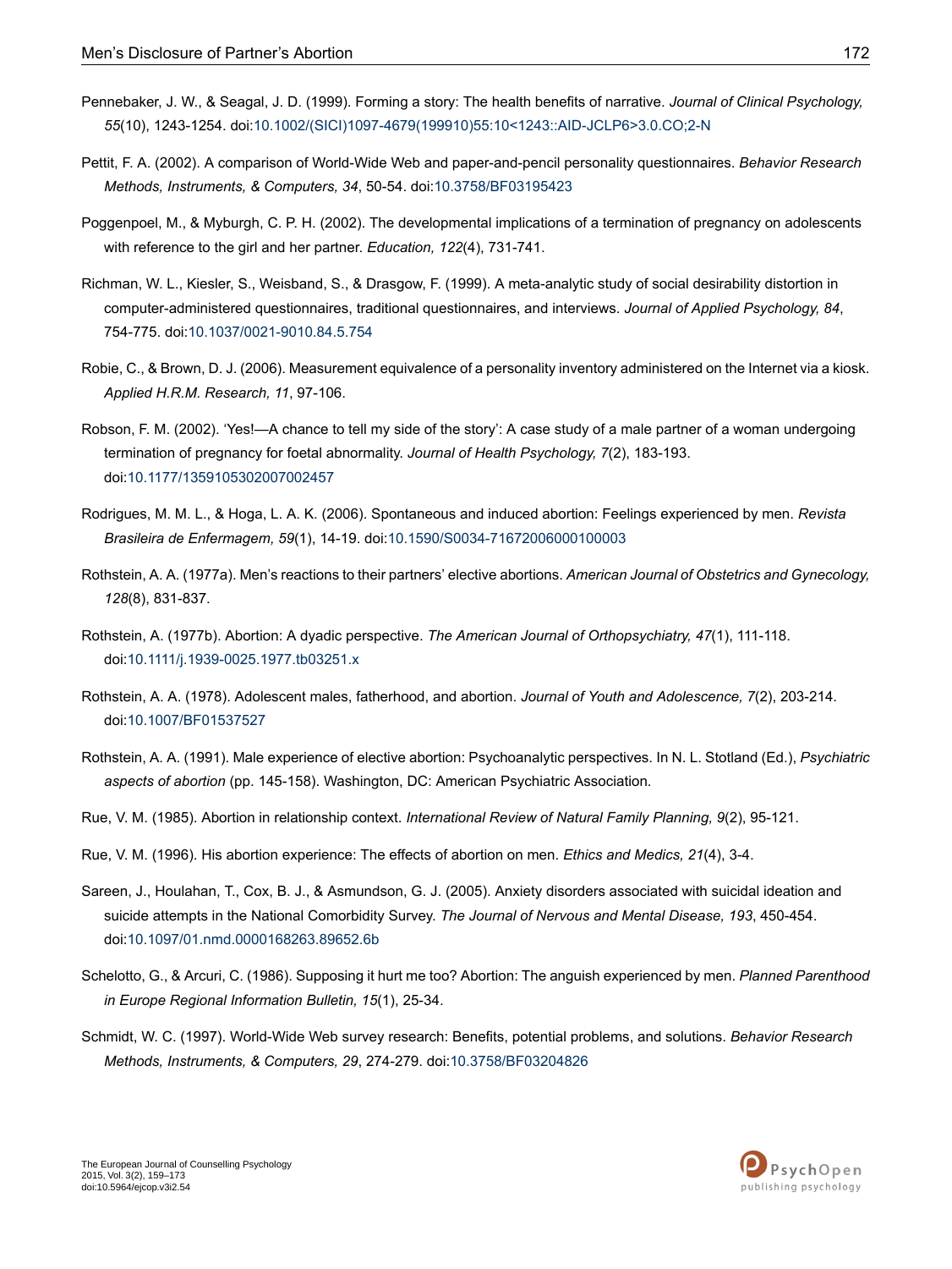Pennebaker, J. W., & Seagal, J. D. (1999). Forming a story: The health benefits of narrative. *Journal of Clinical Psychology, 55*(10), 1243-1254. doi:10.1002/(SICI)1097-4679(199910)55:10<1243::AID-JCLP6>3.0.CO;2-N

Pettit, F. A. (2002). A comparison of World-Wide Web and paper-and-pencil personality questionnaires. *Behavior Research Methods, Instruments, & Computers, 34*, 50-54. doi:10.3758/BF03195423

Poggenpoel, M., & Myburgh, C. P. H. (2002). The developmental implications of a termination of pregnancy on adolescents with reference to the girl and her partner. *Education, 122*(4), 731-741.

Richman, W. L., Kiesler, S., Weisband, S., & Drasgow, F. (1999). A meta-analytic study of social desirability distortion in computer-administered questionnaires, traditional questionnaires, and interviews. *Journal of Applied Psychology, 84*, 754-775. doi:10.1037/0021-9010.84.5.754

Robie, C., & Brown, D. J. (2006). Measurement equivalence of a personality inventory administered on the Internet via a kiosk. *Applied H.R.M. Research, 11*, 97-106.

Robson, F. M. (2002). 'Yes!—A chance to tell my side of the story': A case study of a male partner of a woman undergoing termination of pregnancy for foetal abnormality. *Journal of Health Psychology, 7*(2), 183-193. doi:10.1177/1359105302007002457

Rodrigues, M. M. L., & Hoga, L. A. K. (2006). Spontaneous and induced abortion: Feelings experienced by men. *Revista Brasileira de Enfermagem, 59*(1), 14-19. doi:10.1590/S0034-71672006000100003

Rothstein, A. A. (1977a). Men's reactions to their partners' elective abortions. *American Journal of Obstetrics and Gynecology, 128*(8), 831-837.

Rothstein, A. (1977b). Abortion: A dyadic perspective. *The American Journal of Orthopsychiatry, 47*(1), 111-118. doi:10.1111/j.1939-0025.1977.tb03251.x

Rothstein, A. A. (1978). Adolescent males, fatherhood, and abortion. *Journal of Youth and Adolescence, 7*(2), 203-214. doi:10.1007/BF01537527

Rothstein, A. A. (1991). Male experience of elective abortion: Psychoanalytic perspectives. In N. L. Stotland (Ed.), *Psychiatric aspects of abortion* (pp. 145-158). Washington, DC: American Psychiatric Association.

Rue, V. M. (1985). Abortion in relationship context. *International Review of Natural Family Planning, 9*(2), 95-121.

Rue, V. M. (1996). His abortion experience: The effects of abortion on men. *Ethics and Medics, 21*(4), 3-4.

Sareen, J., Houlahan, T., Cox, B. J., & Asmundson, G. J. (2005). Anxiety disorders associated with suicidal ideation and suicide attempts in the National Comorbidity Survey. *The Journal of Nervous and Mental Disease, 193*, 450-454. doi:10.1097/01.nmd.0000168263.89652.6b

Schelotto, G., & Arcuri, C. (1986). Supposing it hurt me too? Abortion: The anguish experienced by men. *Planned Parenthood in Europe Regional Information Bulletin, 15*(1), 25-34.

Schmidt, W. C. (1997). World-Wide Web survey research: Benefits, potential problems, and solutions. *Behavior Research Methods, Instruments, & Computers, 29*, 274-279. doi:10.3758/BF03204826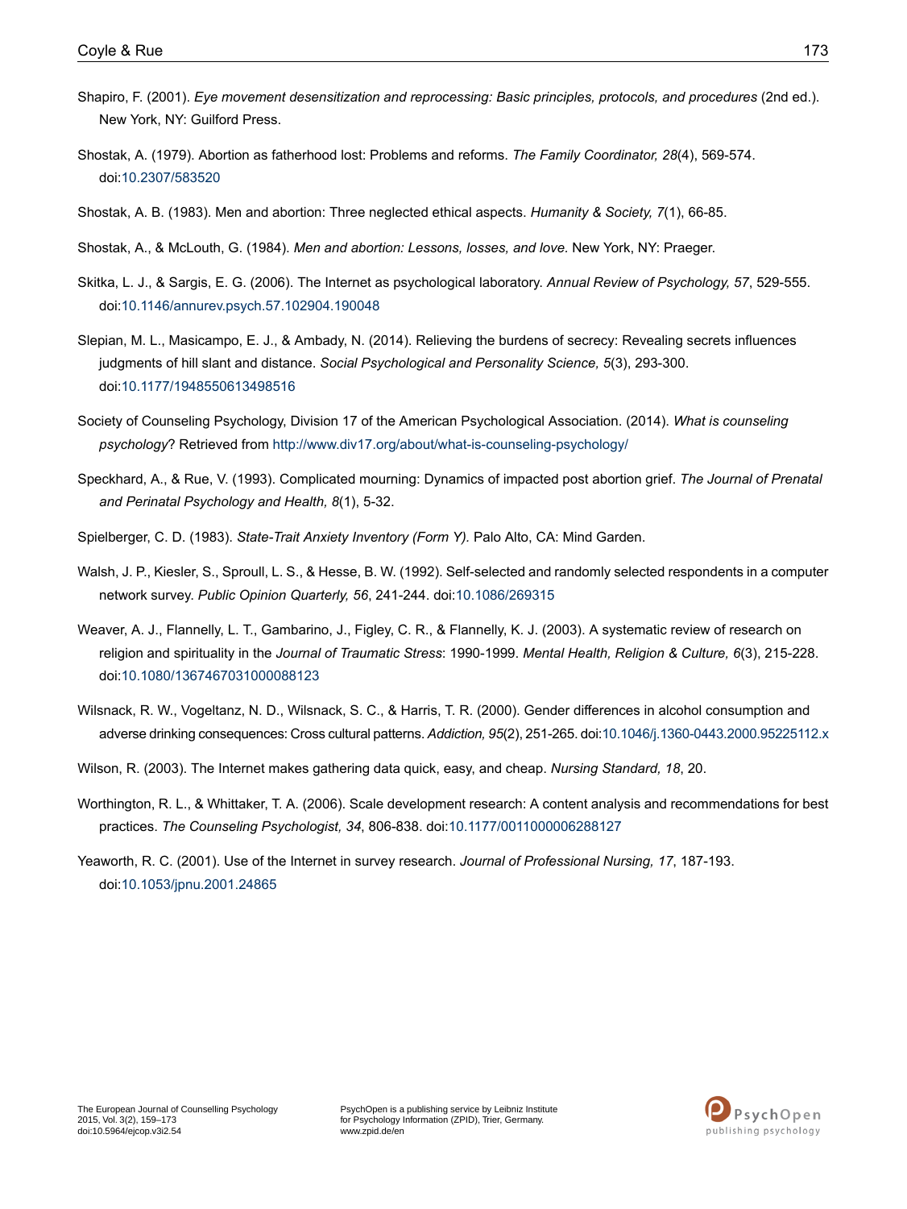Shapiro, F. (2001). *Eye movement desensitization and reprocessing: Basic principles, protocols, and procedures* (2nd ed.). New York, NY: Guilford Press.

Shostak, A. (1979). Abortion as fatherhood lost: Problems and reforms. *The Family Coordinator, 28*(4), 569-574. doi:10.2307/583520

Shostak, A. B. (1983). Men and abortion: Three neglected ethical aspects. *Humanity & Society, 7*(1), 66-85.

Shostak, A., & McLouth, G. (1984). *Men and abortion: Lessons, losses, and love.* New York, NY: Praeger.

Skitka, L. J., & Sargis, E. G. (2006). The Internet as psychological laboratory. *Annual Review of Psychology, 57*, 529-555. doi:10.1146/annurev.psych.57.102904.190048

Slepian, M. L., Masicampo, E. J., & Ambady, N. (2014). Relieving the burdens of secrecy: Revealing secrets influences judgments of hill slant and distance. *Social Psychological and Personality Science, 5*(3), 293-300. doi:10.1177/1948550613498516

Society of Counseling Psychology, Division 17 of the American Psychological Association. (2014). *What is counseling psychology*? Retrieved from http://www.div17.org/about/what-is-counseling-psychology/

Speckhard, A., & Rue, V. (1993). Complicated mourning: Dynamics of impacted post abortion grief. *The Journal of Prenatal and Perinatal Psychology and Health, 8*(1), 5-32.

Spielberger, C. D. (1983). *State-Trait Anxiety Inventory (Form Y).* Palo Alto, CA: Mind Garden.

Walsh, J. P., Kiesler, S., Sproull, L. S., & Hesse, B. W. (1992). Self-selected and randomly selected respondents in a computer network survey. *Public Opinion Quarterly, 56*, 241-244. doi:10.1086/269315

Weaver, A. J., Flannelly, L. T., Gambarino, J., Figley, C. R., & Flannelly, K. J. (2003). A systematic review of research on religion and spirituality in the *Journal of Traumatic Stress*: 1990-1999. *Mental Health, Religion & Culture, 6*(3), 215-228. doi:10.1080/1367467031000088123

Wilsnack, R. W., Vogeltanz, N. D., Wilsnack, S. C., & Harris, T. R. (2000). Gender differences in alcohol consumption and adverse drinking consequences: Cross cultural patterns. *Addiction, 95*(2), 251-265. doi:10.1046/j.1360-0443.2000.95225112.x

Wilson, R. (2003). The Internet makes gathering data quick, easy, and cheap. *Nursing Standard, 18*, 20.

Worthington, R. L., & Whittaker, T. A. (2006). Scale development research: A content analysis and recommendations for best practices. *The Counseling Psychologist, 34*, 806-838. doi:10.1177/0011000006288127

Yeaworth, R. C. (2001). Use of the Internet in survey research. *Journal of Professional Nursing, 17*, 187-193. doi:10.1053/jpnu.2001.24865